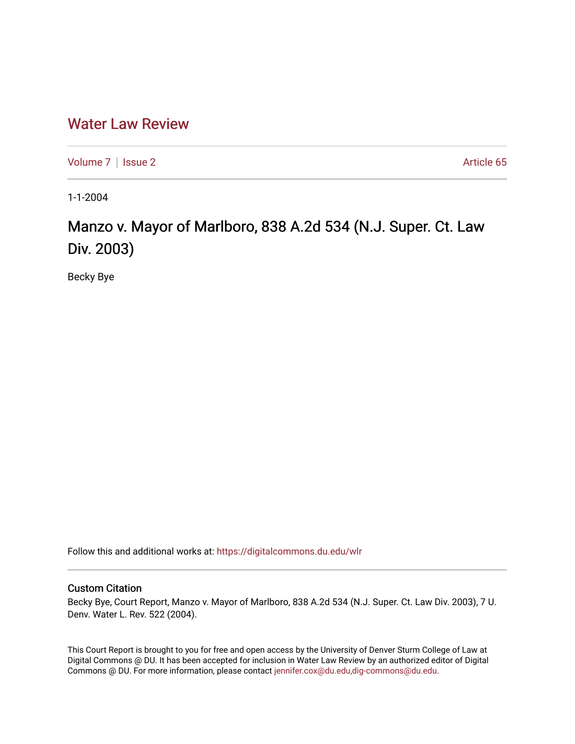# Water Law Review

Volume 7 | Issue 2 Article 65

1-1-2004

## Manzo v. Mayor of Marlboro, 838 A.2d 534 (N.J. Super. Ct. Law Div. 2003)

Becky Bye

Follow this and additional works at: https://digitalcommons.du.edu/wlr

### Custom Citation

Becky Bye, Court Report, Manzo v. Mayor of Marlboro, 838 A.2d 534 (N.J. Super. Ct. Law Div. 2003), 7 U. Denv. Water L. Rev. 522 (2004).

This Court Report is brought to you for free and open access by the University of Denver Sturm College of Law at Digital Commons @ DU. It has been accepted for inclusion in Water Law Review by an authorized editor of Digital Commons @ DU. For more information, please contact jennifer.cox@du.edu,dig-commons@du.edu.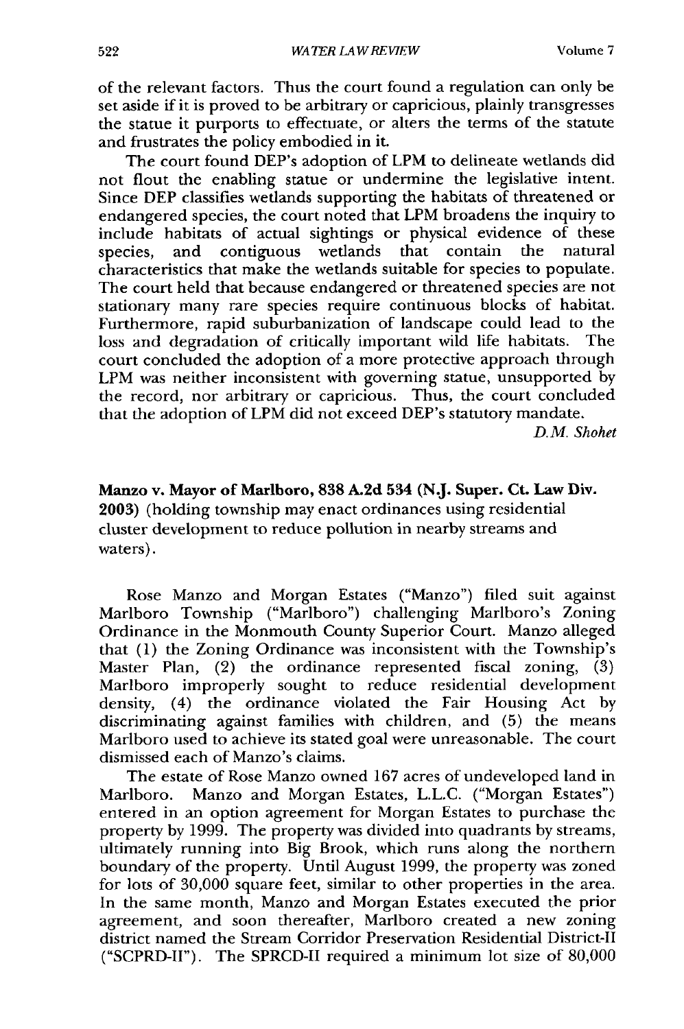of the relevant factors. Thus the court found a regulation can only be set aside if it is proved to be arbitrary or capricious, plainly transgresses the statue it purports to effectuate, or alters the terms of the statute and frustrates the policy embodied in it.

The court found DEP's adoption of LPM to delineate wetlands did not flout the enabling statue or undermine the legislative intent. Since DEP classifies wetlands supporting the habitats of threatened or endangered species, the court noted that LPM broadens the inquiry to include habitats of actual sightings or physical evidence of these species, and contiguous wetlands that contain the natural characteristics that make the wetlands suitable for species to populate. The court held that because endangered or threatened species are not stationary many rare species require continuous blocks of habitat. Furthermore, rapid suburbanization of landscape could lead to the loss and degradation of critically important wild life habitats. The court concluded the adoption of a more protective approach through LPM was neither inconsistent with governing statue, unsupported by the record, nor arbitrary or capricious. Thus, the court concluded that the adoption of LPM did not exceed DEP's statutory mandate.

*D.M. Shohet*

**Manzo v. Mayor of Marlboro, 838 A.2d 534 (N.J. Super. Ct. Law Div. 2003)** (holding township may enact ordinances using residential cluster development to reduce pollution in nearby streams and waters).

Rose Manzo and Morgan Estates ("Manzo") filed suit against Marlboro Township ("Marlboro") challenging Marlboro's Zoning Ordinance in the Monmouth County Superior Court. Manzo alleged that (1) the Zoning Ordinance was inconsistent with the Township's Master Plan, (2) the ordinance represented fiscal zoning, (3) Marlboro improperly sought to reduce residential development density, (4) the ordinance violated the Fair Housing Act by discriminating against families with children, and (5) the means Marlboro used to achieve its stated goal were unreasonable. The court dismissed each of Manzo's claims.

The estate of Rose Manzo owned 167 acres of undeveloped land in Marlboro. Manzo and Morgan Estates, L.L.C. ("Morgan Estates") entered in an option agreement for Morgan Estates to purchase the property by 1999. The property was divided into quadrants by streams, ultimately running into Big Brook, which runs along the northern boundary of the property. Until August 1999, the property was zoned for lots of 30,000 square feet, similar to other properties in the area. In the same month, Manzo and Morgan Estates executed the prior agreement, and soon thereafter, Marlboro created a new zoning district named the Stream Corridor Preservation Residential District-II ("SCPRD-II"). The SPRCD-II required a minimum lot size of 80,000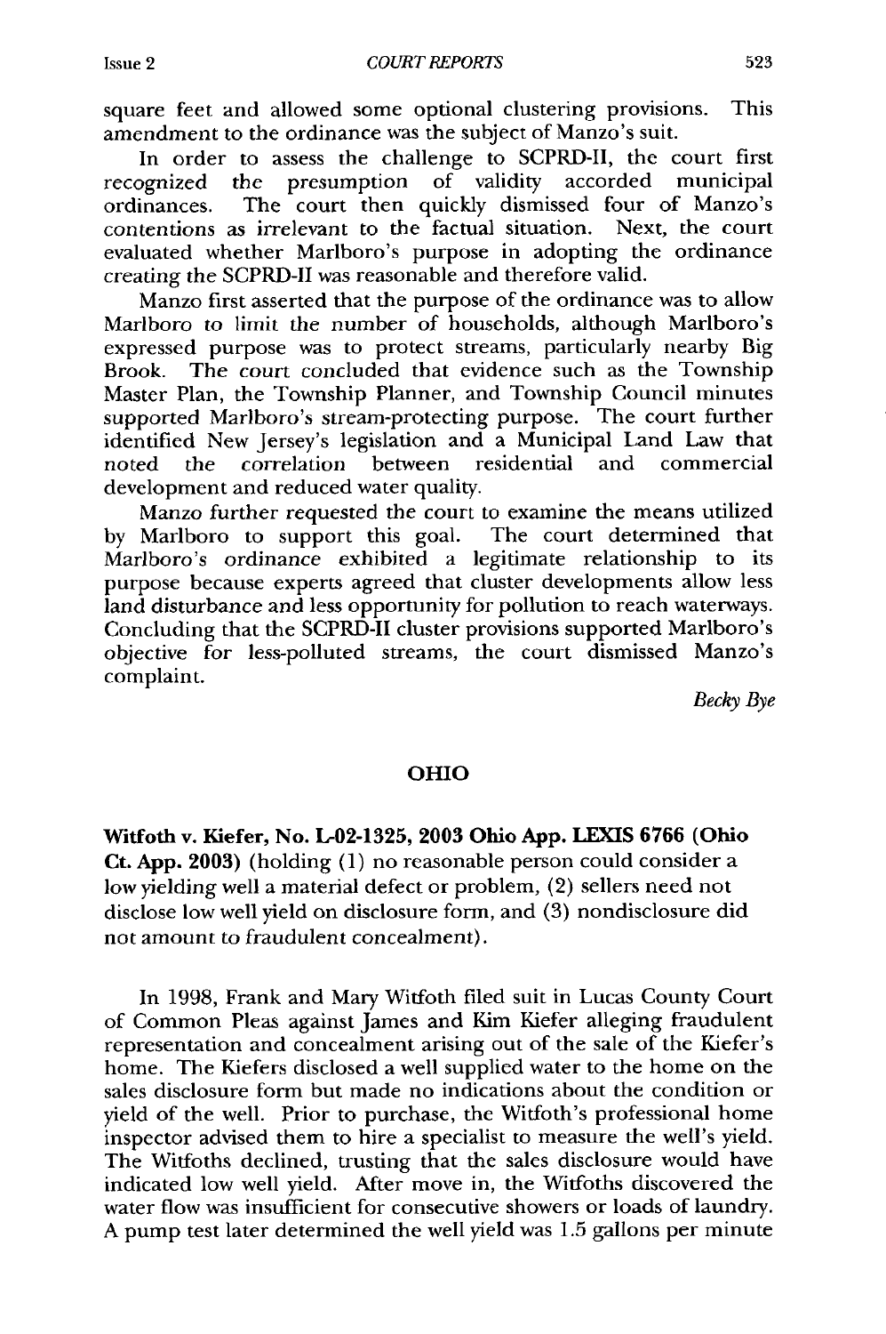square feet and allowed some optional clustering provisions. This amendment to the ordinance was the subject of Manzo's suit.

In order to assess the challenge to SCPRD-II, the court first recognized the presumption of validity accorded municipal ordinances. The court then quickly dismissed four of Manzo's contentions as irrelevant to the factual situation. Next, the court evaluated whether Marlboro's purpose in adopting the ordinance creating the SCPRD-II was reasonable and therefore valid.

Manzo first asserted that the purpose of the ordinance was to allow Marlboro to limit the number of households, although Marlboro's expressed purpose was to protect streams, particularly nearby Big Brook. The court concluded that evidence such as the Township Master Plan, the Township Planner, and Township Council minutes supported Marlboro's stream-protecting purpose. The court further identified New Jersey's legislation and a Municipal Land Law that noted the correlation between residential and commercial development and reduced water quality.

Manzo further requested the court to examine the means utilized by Marlboro to support this goal. The court determined that Marlboro's ordinance exhibited a legitimate relationship to its purpose because experts agreed that cluster developments allow less land disturbance and less opportunity for pollution to reach waterways. Concluding that the SCPRD-II cluster provisions supported Marlboro's objective for less-polluted streams, the court dismissed Manzo's complaint.

*Becky Bye*

## OHIO

**Witfoth v. Kiefer, No. L-02-1325, 2003 Ohio App. LEXIS 6766 (Ohio Ct. App. 2003)** (holding (1) no reasonable person could consider a low yielding well a material defect or problem, (2) sellers need not disclose low well yield on disclosure form, and (3) nondisclosure did not amount to fraudulent concealment).

In 1998, Frank and Mary Witfoth filed suit in Lucas County Court of Common Pleas against James and Kim Kiefer alleging fraudulent representation and concealment arising out of the sale of the Kiefer's home. The Kiefers disclosed a well supplied water to the home on the sales disclosure form but made no indications about the condition or yield of the well. Prior to purchase, the Witfoth's professional home inspector advised them to hire a specialist to measure the well's yield. The Witfoths declined, trusting that the sales disclosure would have indicated low well yield. After move in, the Witfoths discovered the water flow was insufficient for consecutive showers or loads of laundry. A pump test later determined the well yield was 1.5 gallons per minute